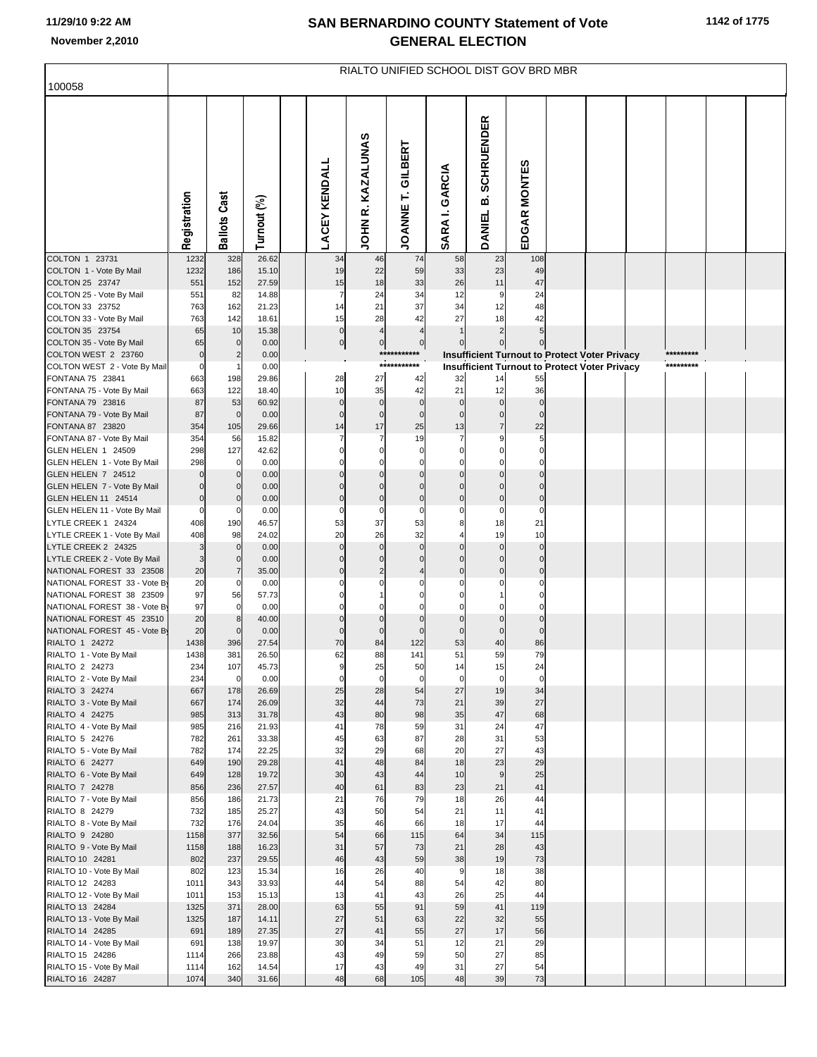# SAN BERNARDINO COUNTY Statement of Vote
# GENERAL ELECTION

11/29/10 9:22 AM
November 2,2010

100058

RIALTO UNIFIED SCHOOL DIST GOV BRD MBR

| | Registration | Ballots Cast | Turnout (%) | | LACEY KENDALL | JOHN R. KAZALUNAS | JOANNE T. GILBERT | SARA I. GARCIA | DANIEL B. SCHRUENDER | EDGAR MONTES |
|---|---|---|---|---|---|---|---|---|---|---|
| COLTON 1 23731 | 1232 | 328 | 26.62 | | 34 | 46 | 74 | 58 | 23 | 108 |
| COLTON 1 - Vote By Mail | 1232 | 186 | 15.10 | | 19 | 22 | 59 | 33 | 23 | 49 |
| COLTON 25 23747 | 551 | 152 | 27.59 | | 15 | 18 | 33 | 26 | 11 | 47 |
| COLTON 25 - Vote By Mail | 551 | 82 | 14.88 | | 7 | 24 | 34 | 12 | 9 | 24 |
| COLTON 33 23752 | 763 | 162 | 21.23 | | 14 | 21 | 37 | 34 | 12 | 48 |
| COLTON 33 - Vote By Mail | 763 | 142 | 18.61 | | 15 | 28 | 42 | 27 | 18 | 42 |
| COLTON 35 23754 | 65 | 10 | 15.38 | | 0 | 4 | 4 | 1 | 2 | 5 |
| COLTON 35 - Vote By Mail | 65 | 0 | 0.00 | | 0 | 0 | 0 | 0 | 0 | 0 |
| COLTON WEST 2 23760 | 0 | 2 | 0.00 | | | | *********** Insufficient Turnout to Protect Voter Privacy ********* | | | |
| COLTON WEST 2 - Vote By Mail | 0 | 1 | 0.00 | | | | *********** Insufficient Turnout to Protect Voter Privacy ********* | | | |
| FONTANA 75 23841 | 663 | 198 | 29.86 | | 28 | 27 | 42 | 32 | 14 | 55 |
| FONTANA 75 - Vote By Mail | 663 | 122 | 18.40 | | 10 | 35 | 42 | 21 | 12 | 36 |
| FONTANA 79 23816 | 87 | 53 | 60.92 | | 0 | 0 | 0 | 0 | 0 | 0 |
| FONTANA 79 - Vote By Mail | 87 | 0 | 0.00 | | 0 | 0 | 0 | 0 | 0 | 0 |
| FONTANA 87 23820 | 354 | 105 | 29.66 | | 14 | 17 | 25 | 13 | 7 | 22 |
| FONTANA 87 - Vote By Mail | 354 | 56 | 15.82 | | 7 | 7 | 19 | 7 | 9 | 5 |
| GLEN HELEN 1 24509 | 298 | 127 | 42.62 | | 0 | 0 | 0 | 0 | 0 | 0 |
| GLEN HELEN 1 - Vote By Mail | 298 | 0 | 0.00 | | 0 | 0 | 0 | 0 | 0 | 0 |
| GLEN HELEN 7 24512 | 0 | 0 | 0.00 | | 0 | 0 | 0 | 0 | 0 | 0 |
| GLEN HELEN 7 - Vote By Mail | 0 | 0 | 0.00 | | 0 | 0 | 0 | 0 | 0 | 0 |
| GLEN HELEN 11 24514 | 0 | 0 | 0.00 | | 0 | 0 | 0 | 0 | 0 | 0 |
| GLEN HELEN 11 - Vote By Mail | 0 | 0 | 0.00 | | 0 | 0 | 0 | 0 | 0 | 0 |
| LYTLE CREEK 1 24324 | 408 | 190 | 46.57 | | 53 | 37 | 53 | 8 | 18 | 21 |
| LYTLE CREEK 1 - Vote By Mail | 408 | 98 | 24.02 | | 20 | 26 | 32 | 4 | 19 | 10 |
| LYTLE CREEK 2 24325 | 3 | 0 | 0.00 | | 0 | 0 | 0 | 0 | 0 | 0 |
| LYTLE CREEK 2 - Vote By Mail | 3 | 0 | 0.00 | | 0 | 0 | 0 | 0 | 0 | 0 |
| NATIONAL FOREST 33 23508 | 20 | 7 | 35.00 | | 0 | 2 | 4 | 0 | 0 | 0 |
| NATIONAL FOREST 33 - Vote By Mail | 20 | 0 | 0.00 | | 0 | 0 | 0 | 0 | 0 | 0 |
| NATIONAL FOREST 38 23509 | 97 | 56 | 57.73 | | 0 | 1 | 0 | 0 | 1 | 0 |
| NATIONAL FOREST 38 - Vote By Mail | 97 | 0 | 0.00 | | 0 | 0 | 0 | 0 | 0 | 0 |
| NATIONAL FOREST 45 23510 | 20 | 8 | 40.00 | | 0 | 0 | 0 | 0 | 0 | 0 |
| NATIONAL FOREST 45 - Vote By Mail | 20 | 0 | 0.00 | | 0 | 0 | 0 | 0 | 0 | 0 |
| RIALTO 1 24272 | 1438 | 396 | 27.54 | | 70 | 84 | 122 | 53 | 40 | 86 |
| RIALTO 1 - Vote By Mail | 1438 | 381 | 26.50 | | 62 | 88 | 141 | 51 | 59 | 79 |
| RIALTO 2 24273 | 234 | 107 | 45.73 | | 9 | 25 | 50 | 14 | 15 | 24 |
| RIALTO 2 - Vote By Mail | 234 | 0 | 0.00 | | 0 | 0 | 0 | 0 | 0 | 0 |
| RIALTO 3 24274 | 667 | 178 | 26.69 | | 25 | 28 | 54 | 27 | 19 | 34 |
| RIALTO 3 - Vote By Mail | 667 | 174 | 26.09 | | 32 | 44 | 73 | 21 | 39 | 27 |
| RIALTO 4 24275 | 985 | 313 | 31.78 | | 43 | 80 | 98 | 35 | 47 | 68 |
| RIALTO 4 - Vote By Mail | 985 | 216 | 21.93 | | 41 | 78 | 59 | 31 | 24 | 47 |
| RIALTO 5 24276 | 782 | 261 | 33.38 | | 45 | 63 | 87 | 28 | 31 | 53 |
| RIALTO 5 - Vote By Mail | 782 | 174 | 22.25 | | 32 | 29 | 68 | 20 | 27 | 43 |
| RIALTO 6 24277 | 649 | 190 | 29.28 | | 41 | 48 | 84 | 18 | 23 | 29 |
| RIALTO 6 - Vote By Mail | 649 | 128 | 19.72 | | 30 | 43 | 44 | 10 | 9 | 25 |
| RIALTO 7 24278 | 856 | 236 | 27.57 | | 40 | 61 | 83 | 23 | 21 | 41 |
| RIALTO 7 - Vote By Mail | 856 | 186 | 21.73 | | 21 | 76 | 79 | 18 | 26 | 44 |
| RIALTO 8 24279 | 732 | 185 | 25.27 | | 43 | 50 | 54 | 21 | 11 | 41 |
| RIALTO 8 - Vote By Mail | 732 | 176 | 24.04 | | 35 | 46 | 66 | 18 | 17 | 44 |
| RIALTO 9 24280 | 1158 | 377 | 32.56 | | 54 | 66 | 115 | 64 | 34 | 115 |
| RIALTO 9 - Vote By Mail | 1158 | 188 | 16.23 | | 31 | 57 | 73 | 21 | 28 | 43 |
| RIALTO 10 24281 | 802 | 237 | 29.55 | | 46 | 43 | 59 | 38 | 19 | 73 |
| RIALTO 10 - Vote By Mail | 802 | 123 | 15.34 | | 16 | 26 | 40 | 9 | 18 | 38 |
| RIALTO 12 24283 | 1011 | 343 | 33.93 | | 44 | 54 | 88 | 54 | 42 | 80 |
| RIALTO 12 - Vote By Mail | 1011 | 153 | 15.13 | | 13 | 41 | 43 | 26 | 25 | 44 |
| RIALTO 13 24284 | 1325 | 371 | 28.00 | | 63 | 55 | 91 | 59 | 41 | 119 |
| RIALTO 13 - Vote By Mail | 1325 | 187 | 14.11 | | 27 | 51 | 63 | 22 | 32 | 55 |
| RIALTO 14 24285 | 691 | 189 | 27.35 | | 27 | 41 | 55 | 27 | 17 | 56 |
| RIALTO 14 - Vote By Mail | 691 | 138 | 19.97 | | 30 | 34 | 51 | 12 | 21 | 29 |
| RIALTO 15 24286 | 1114 | 266 | 23.88 | | 43 | 49 | 59 | 50 | 27 | 85 |
| RIALTO 15 - Vote By Mail | 1114 | 162 | 14.54 | | 17 | 43 | 49 | 31 | 27 | 54 |
| RIALTO 16 24287 | 1074 | 340 | 31.66 | | 48 | 68 | 105 | 48 | 39 | 73 |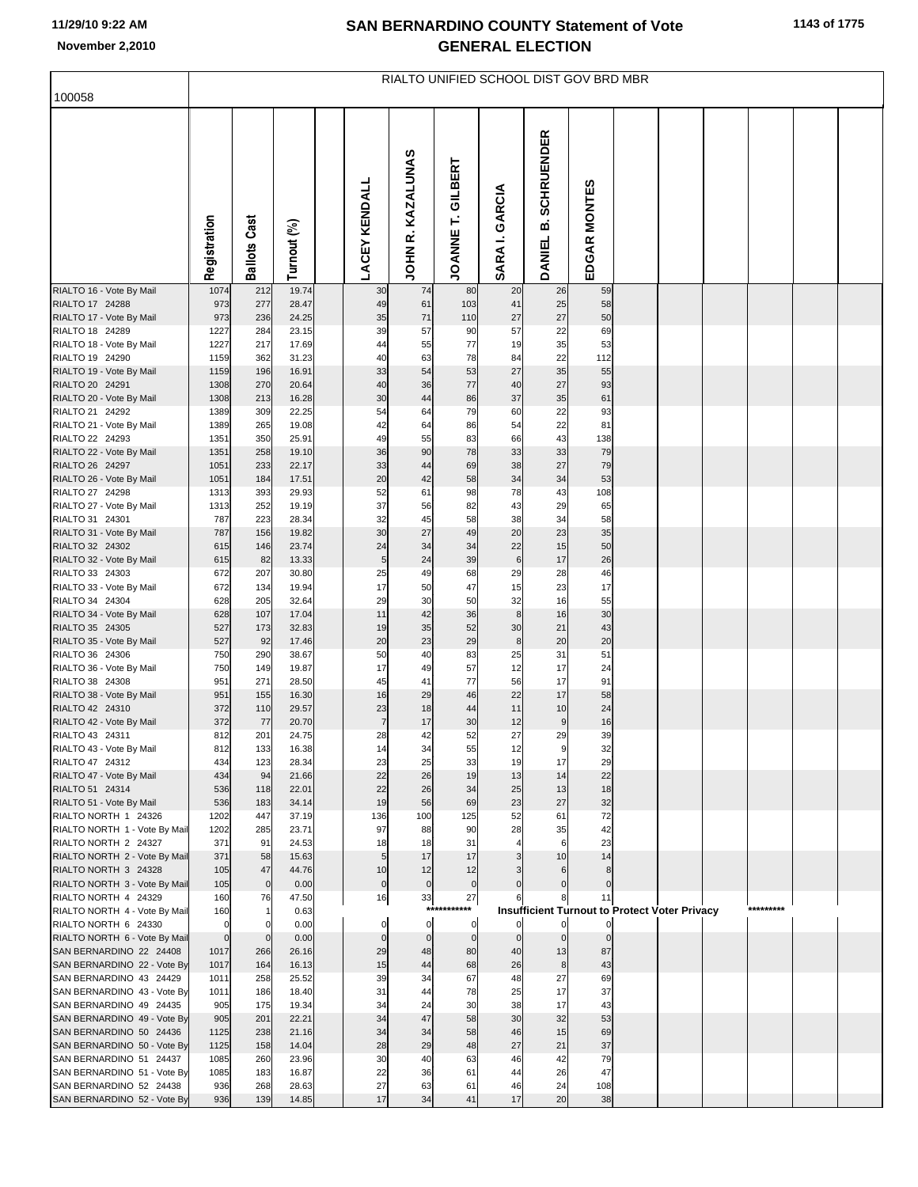# SAN BERNARDINO COUNTY Statement of Vote
## GENERAL ELECTION

11/29/10 9:22 AM
November 2,2010

100058

RIALTO UNIFIED SCHOOL DIST GOV BRD MBR

| | Registration | Ballots Cast | Turnout (%) | | LACEY KENDALL | JOHN R. KAZALUNAS | JOANNE T. GILBERT | SARA I. GARCIA | DANIEL B. SCHRUENDER | EDGAR MONTES |
|---|---|---|---|---|---|---|---|---|---|---|
| RIALTO 16 - Vote By Mail | 1074 | 212 | 19.74 | | 30 | 74 | 80 | 20 | 26 | 59 |
| RIALTO 17 24288 | 973 | 277 | 28.47 | | 49 | 61 | 103 | 41 | 25 | 58 |
| RIALTO 17 - Vote By Mail | 973 | 236 | 24.25 | | 35 | 71 | 110 | 27 | 27 | 50 |
| RIALTO 18 24289 | 1227 | 284 | 23.15 | | 39 | 57 | 90 | 57 | 22 | 69 |
| RIALTO 18 - Vote By Mail | 1227 | 217 | 17.69 | | 44 | 55 | 77 | 19 | 35 | 53 |
| RIALTO 19 24290 | 1159 | 362 | 31.23 | | 40 | 63 | 78 | 84 | 22 | 112 |
| RIALTO 19 - Vote By Mail | 1159 | 196 | 16.91 | | 33 | 54 | 53 | 27 | 35 | 55 |
| RIALTO 20 24291 | 1308 | 270 | 20.64 | | 40 | 36 | 77 | 40 | 27 | 93 |
| RIALTO 20 - Vote By Mail | 1308 | 213 | 16.28 | | 30 | 44 | 86 | 37 | 35 | 61 |
| RIALTO 21 24292 | 1389 | 309 | 22.25 | | 54 | 64 | 79 | 60 | 22 | 93 |
| RIALTO 21 - Vote By Mail | 1389 | 265 | 19.08 | | 42 | 64 | 86 | 54 | 22 | 81 |
| RIALTO 22 24293 | 1351 | 350 | 25.91 | | 49 | 55 | 83 | 66 | 43 | 138 |
| RIALTO 22 - Vote By Mail | 1351 | 258 | 19.10 | | 36 | 90 | 78 | 33 | 33 | 79 |
| RIALTO 26 24297 | 1051 | 233 | 22.17 | | 33 | 44 | 69 | 38 | 27 | 79 |
| RIALTO 26 - Vote By Mail | 1051 | 184 | 17.51 | | 20 | 42 | 58 | 34 | 34 | 53 |
| RIALTO 27 24298 | 1313 | 393 | 29.93 | | 52 | 61 | 98 | 78 | 43 | 108 |
| RIALTO 27 - Vote By Mail | 1313 | 252 | 19.19 | | 37 | 56 | 82 | 43 | 29 | 65 |
| RIALTO 31 24301 | 787 | 223 | 28.34 | | 32 | 45 | 58 | 38 | 34 | 58 |
| RIALTO 31 - Vote By Mail | 787 | 156 | 19.82 | | 30 | 27 | 49 | 20 | 23 | 35 |
| RIALTO 32 24302 | 615 | 146 | 23.74 | | 24 | 34 | 34 | 22 | 15 | 50 |
| RIALTO 32 - Vote By Mail | 615 | 82 | 13.33 | | 5 | 24 | 39 | 6 | 17 | 26 |
| RIALTO 33 24303 | 672 | 207 | 30.80 | | 25 | 49 | 68 | 29 | 28 | 46 |
| RIALTO 33 - Vote By Mail | 672 | 134 | 19.94 | | 17 | 50 | 47 | 15 | 23 | 17 |
| RIALTO 34 24304 | 628 | 205 | 32.64 | | 29 | 30 | 50 | 32 | 16 | 55 |
| RIALTO 34 - Vote By Mail | 628 | 107 | 17.04 | | 11 | 42 | 36 | 8 | 16 | 30 |
| RIALTO 35 24305 | 527 | 173 | 32.83 | | 19 | 35 | 52 | 30 | 21 | 43 |
| RIALTO 35 - Vote By Mail | 527 | 92 | 17.46 | | 20 | 23 | 29 | 8 | 20 | 20 |
| RIALTO 36 24306 | 750 | 290 | 38.67 | | 50 | 40 | 83 | 25 | 31 | 51 |
| RIALTO 36 - Vote By Mail | 750 | 149 | 19.87 | | 17 | 49 | 57 | 12 | 17 | 24 |
| RIALTO 38 24308 | 951 | 271 | 28.50 | | 45 | 41 | 77 | 56 | 17 | 91 |
| RIALTO 38 - Vote By Mail | 951 | 155 | 16.30 | | 16 | 29 | 46 | 22 | 17 | 58 |
| RIALTO 42 24310 | 372 | 110 | 29.57 | | 23 | 18 | 44 | 11 | 10 | 24 |
| RIALTO 42 - Vote By Mail | 372 | 77 | 20.70 | | 7 | 17 | 30 | 12 | 9 | 16 |
| RIALTO 43 24311 | 812 | 201 | 24.75 | | 28 | 42 | 52 | 27 | 29 | 39 |
| RIALTO 43 - Vote By Mail | 812 | 133 | 16.38 | | 14 | 34 | 55 | 12 | 9 | 32 |
| RIALTO 47 24312 | 434 | 123 | 28.34 | | 23 | 25 | 33 | 19 | 17 | 29 |
| RIALTO 47 - Vote By Mail | 434 | 94 | 21.66 | | 22 | 26 | 19 | 13 | 14 | 22 |
| RIALTO 51 24314 | 536 | 118 | 22.01 | | 22 | 26 | 34 | 25 | 13 | 18 |
| RIALTO 51 - Vote By Mail | 536 | 183 | 34.14 | | 19 | 56 | 69 | 23 | 27 | 32 |
| RIALTO NORTH 1 24326 | 1202 | 447 | 37.19 | | 136 | 100 | 125 | 52 | 61 | 72 |
| RIALTO NORTH 1 - Vote By Mail | 1202 | 285 | 23.71 | | 97 | 88 | 90 | 28 | 35 | 42 |
| RIALTO NORTH 2 24327 | 371 | 91 | 24.53 | | 18 | 18 | 31 | 4 | 6 | 23 |
| RIALTO NORTH 2 - Vote By Mail | 371 | 58 | 15.63 | | 5 | 17 | 17 | 3 | 10 | 14 |
| RIALTO NORTH 3 24328 | 105 | 47 | 44.76 | | 10 | 12 | 12 | 3 | 6 | 8 |
| RIALTO NORTH 3 - Vote By Mail | 105 | 0 | 0.00 | | 0 | 0 | 0 | 0 | 0 | 0 |
| RIALTO NORTH 4 24329 | 160 | 76 | 47.50 | | 16 | 33 | 27 | 6 | 8 | 11 |
| RIALTO NORTH 4 - Vote By Mail | 160 | 1 | 0.63 | | | *********** | Insufficient Turnout to Protect Voter Privacy | | | ********* |
| RIALTO NORTH 6 24330 | 0 | 0 | 0.00 | | 0 | 0 | 0 | 0 | 0 | 0 |
| RIALTO NORTH 6 - Vote By Mail | 0 | 0 | 0.00 | | 0 | 0 | 0 | 0 | 0 | 0 |
| SAN BERNARDINO 22 24408 | 1017 | 266 | 26.16 | | 29 | 48 | 80 | 40 | 13 | 87 |
| SAN BERNARDINO 22 - Vote By | 1017 | 164 | 16.13 | | 15 | 44 | 68 | 26 | 8 | 43 |
| SAN BERNARDINO 43 24429 | 1011 | 258 | 25.52 | | 39 | 34 | 67 | 48 | 27 | 69 |
| SAN BERNARDINO 43 - Vote By | 1011 | 186 | 18.40 | | 31 | 44 | 78 | 25 | 17 | 37 |
| SAN BERNARDINO 49 24435 | 905 | 175 | 19.34 | | 34 | 24 | 30 | 38 | 17 | 43 |
| SAN BERNARDINO 49 - Vote By | 905 | 201 | 22.21 | | 34 | 47 | 58 | 30 | 32 | 53 |
| SAN BERNARDINO 50 24436 | 1125 | 238 | 21.16 | | 34 | 34 | 58 | 46 | 15 | 69 |
| SAN BERNARDINO 50 - Vote By | 1125 | 158 | 14.04 | | 28 | 29 | 48 | 27 | 21 | 37 |
| SAN BERNARDINO 51 24437 | 1085 | 260 | 23.96 | | 30 | 40 | 63 | 46 | 42 | 79 |
| SAN BERNARDINO 51 - Vote By | 1085 | 183 | 16.87 | | 22 | 36 | 61 | 44 | 26 | 47 |
| SAN BERNARDINO 52 24438 | 936 | 268 | 28.63 | | 27 | 63 | 61 | 46 | 24 | 108 |
| SAN BERNARDINO 52 - Vote By | 936 | 139 | 14.85 | | 17 | 34 | 41 | 17 | 20 | 38 |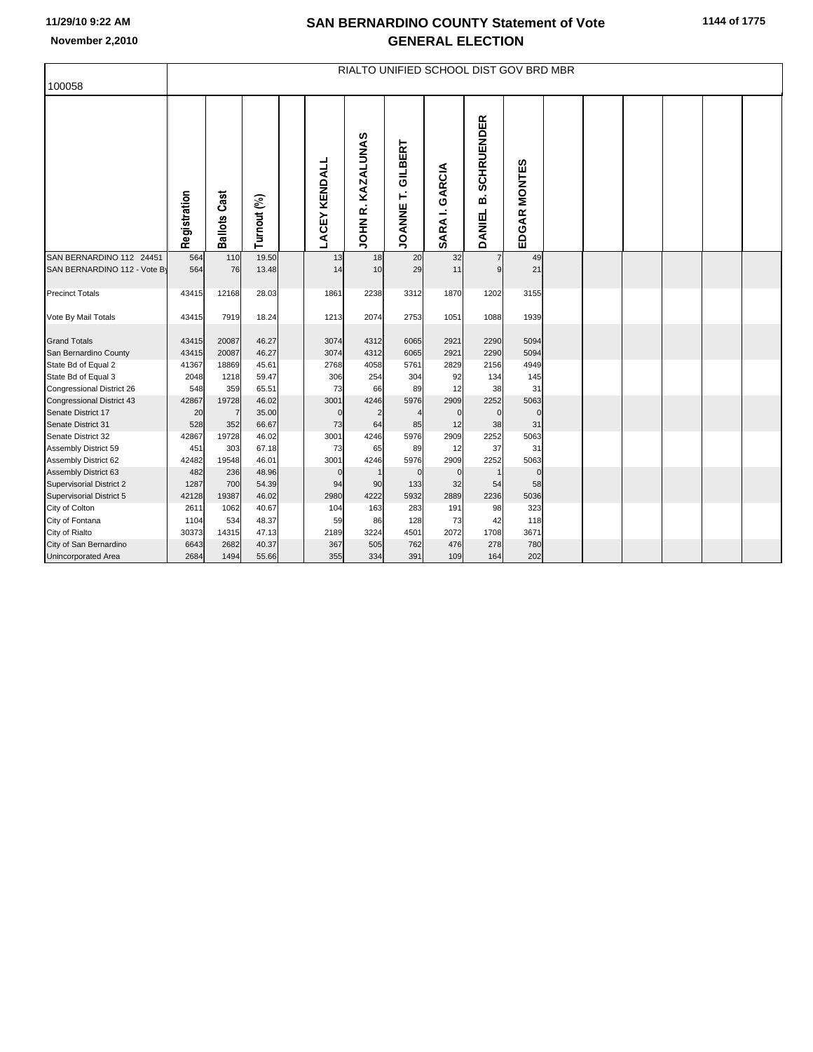# SAN BERNARDINO COUNTY Statement of Vote
## GENERAL ELECTION

November 2,2010

100058

RIALTO UNIFIED SCHOOL DIST GOV BRD MBR

| | Registration | Ballots Cast | Turnout (%) | | LACEY KENDALL | JOHN R. KAZALUNAS | JOANNE T. GILBERT | SARA I. GARCIA | DANIEL B. SCHRUENDER | EDGAR MONTES |
|---|---|---|---|---|---|---|---|---|---|---|
| SAN BERNARDINO 112 24451 | 564 | 110 | 19.50 | | 13 | 18 | 20 | 32 | 7 | 49 |
| SAN BERNARDINO 112 - Vote By | 564 | 76 | 13.48 | | 14 | 10 | 29 | 11 | 9 | 21 |
| Precinct Totals | 43415 | 12168 | 28.03 | | 1861 | 2238 | 3312 | 1870 | 1202 | 3155 |
| Vote By Mail Totals | 43415 | 7919 | 18.24 | | 1213 | 2074 | 2753 | 1051 | 1088 | 1939 |
| Grand Totals | 43415 | 20087 | 46.27 | | 3074 | 4312 | 6065 | 2921 | 2290 | 5094 |
| San Bernardino County | 43415 | 20087 | 46.27 | | 3074 | 4312 | 6065 | 2921 | 2290 | 5094 |
| State Bd of Equal 2 | 41367 | 18869 | 45.61 | | 2768 | 4058 | 5761 | 2829 | 2156 | 4949 |
| State Bd of Equal 3 | 2048 | 1218 | 59.47 | | 306 | 254 | 304 | 92 | 134 | 145 |
| Congressional District 26 | 548 | 359 | 65.51 | | 73 | 66 | 89 | 12 | 38 | 31 |
| Congressional District 43 | 42867 | 19728 | 46.02 | | 3001 | 4246 | 5976 | 2909 | 2252 | 5063 |
| Senate District 17 | 20 | 7 | 35.00 | | 0 | 2 | 4 | 0 | 0 | 0 |
| Senate District 31 | 528 | 352 | 66.67 | | 73 | 64 | 85 | 12 | 38 | 31 |
| Senate District 32 | 42867 | 19728 | 46.02 | | 3001 | 4246 | 5976 | 2909 | 2252 | 5063 |
| Assembly District 59 | 451 | 303 | 67.18 | | 73 | 65 | 89 | 12 | 37 | 31 |
| Assembly District 62 | 42482 | 19548 | 46.01 | | 3001 | 4246 | 5976 | 2909 | 2252 | 5063 |
| Assembly District 63 | 482 | 236 | 48.96 | | 0 | 1 | 0 | 0 | 1 | 0 |
| Supervisorial District 2 | 1287 | 700 | 54.39 | | 94 | 90 | 133 | 32 | 54 | 58 |
| Supervisorial District 5 | 42128 | 19387 | 46.02 | | 2980 | 4222 | 5932 | 2889 | 2236 | 5036 |
| City of Colton | 2611 | 1062 | 40.67 | | 104 | 163 | 283 | 191 | 98 | 323 |
| City of Fontana | 1104 | 534 | 48.37 | | 59 | 86 | 128 | 73 | 42 | 118 |
| City of Rialto | 30373 | 14315 | 47.13 | | 2189 | 3224 | 4501 | 2072 | 1708 | 3671 |
| City of San Bernardino | 6643 | 2682 | 40.37 | | 367 | 505 | 762 | 476 | 278 | 780 |
| Unincorporated Area | 2684 | 1494 | 55.66 | | 355 | 334 | 391 | 109 | 164 | 202 |